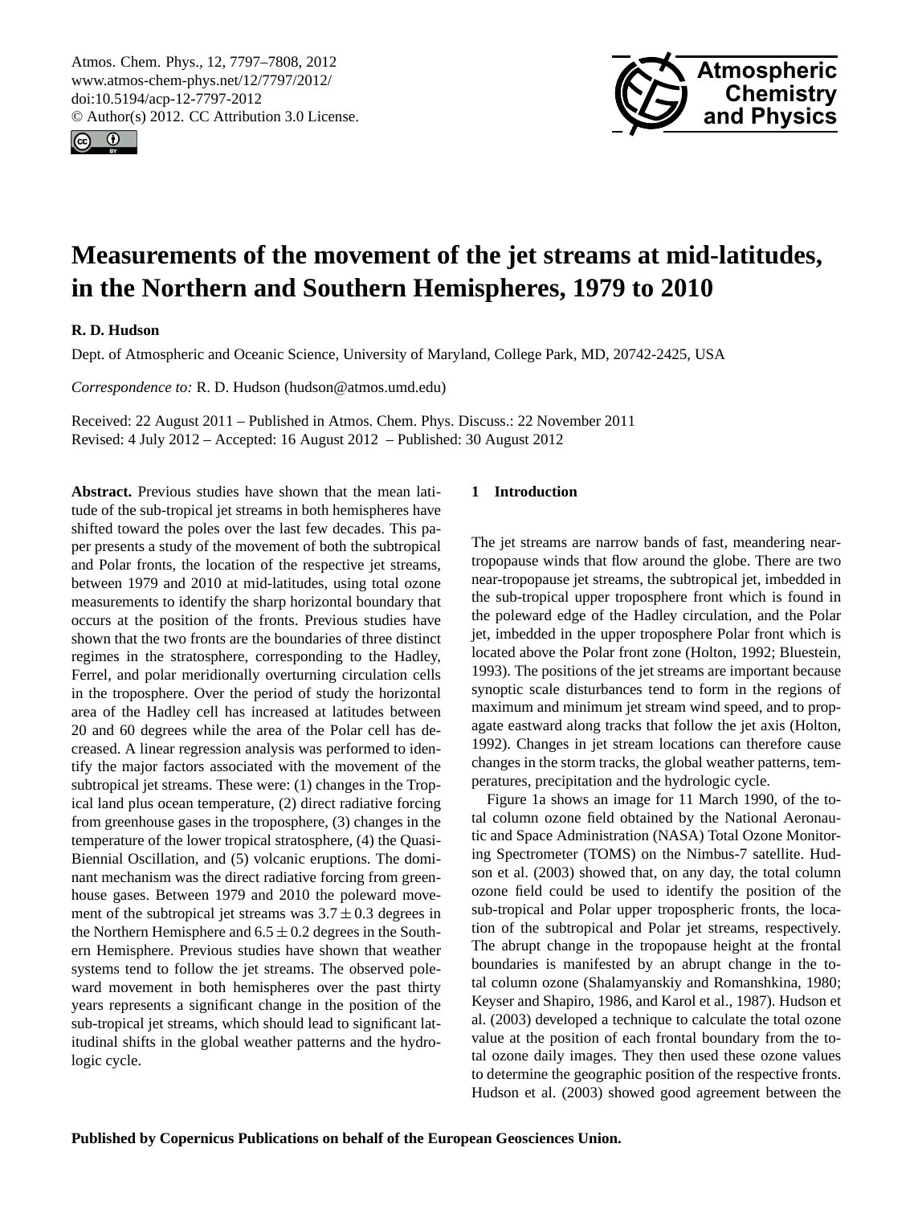# Measurements of the movement of the jet streams at mid-latitudes, in the Northern and Southern Hemispheres, 1979 to 2010

**R. D. Hudson**

Dept. of Atmospheric and Oceanic Science, University of Maryland, College Park, MD, 20742-2425, USA

*Correspondence to:* R. D. Hudson (hudson@atmos.umd.edu)

Received: 22 August 2011 – Published in Atmos. Chem. Phys. Discuss.: 22 November 2011
Revised: 4 July 2012 – Accepted: 16 August 2012 – Published: 30 August 2012

**Abstract.** Previous studies have shown that the mean latitude of the sub-tropical jet streams in both hemispheres have shifted toward the poles over the last few decades. This paper presents a study of the movement of both the subtropical and Polar fronts, the location of the respective jet streams, between 1979 and 2010 at mid-latitudes, using total ozone measurements to identify the sharp horizontal boundary that occurs at the position of the fronts. Previous studies have shown that the two fronts are the boundaries of three distinct regimes in the stratosphere, corresponding to the Hadley, Ferrel, and polar meridionally overturning circulation cells in the troposphere. Over the period of study the horizontal area of the Hadley cell has increased at latitudes between 20 and 60 degrees while the area of the Polar cell has decreased. A linear regression analysis was performed to identify the major factors associated with the movement of the subtropical jet streams. These were: (1) changes in the Tropical land plus ocean temperature, (2) direct radiative forcing from greenhouse gases in the troposphere, (3) changes in the temperature of the lower tropical stratosphere, (4) the Quasi-Biennial Oscillation, and (5) volcanic eruptions. The dominant mechanism was the direct radiative forcing from greenhouse gases. Between 1979 and 2010 the poleward movement of the subtropical jet streams was $3.7 \pm 0.3$ degrees in the Northern Hemisphere and $6.5 \pm 0.2$ degrees in the Southern Hemisphere. Previous studies have shown that weather systems tend to follow the jet streams. The observed poleward movement in both hemispheres over the past thirty years represents a significant change in the position of the sub-tropical jet streams, which should lead to significant latitudinal shifts in the global weather patterns and the hydrologic cycle.

## 1 Introduction

The jet streams are narrow bands of fast, meandering near-tropopause winds that flow around the globe. There are two near-tropopause jet streams, the subtropical jet, imbedded in the sub-tropical upper troposphere front which is found in the poleward edge of the Hadley circulation, and the Polar jet, imbedded in the upper troposphere Polar front which is located above the Polar front zone (Holton, 1992; Bluestein, 1993). The positions of the jet streams are important because synoptic scale disturbances tend to form in the regions of maximum and minimum jet stream wind speed, and to propagate eastward along tracks that follow the jet axis (Holton, 1992). Changes in jet stream locations can therefore cause changes in the storm tracks, the global weather patterns, temperatures, precipitation and the hydrologic cycle.

Figure 1a shows an image for 11 March 1990, of the total column ozone field obtained by the National Aeronautic and Space Administration (NASA) Total Ozone Monitoring Spectrometer (TOMS) on the Nimbus-7 satellite. Hudson et al. (2003) showed that, on any day, the total column ozone field could be used to identify the position of the sub-tropical and Polar upper tropospheric fronts, the location of the subtropical and Polar jet streams, respectively. The abrupt change in the tropopause height at the frontal boundaries is manifested by an abrupt change in the total column ozone (Shalamyanskiy and Romanshkina, 1980; Keyser and Shapiro, 1986, and Karol et al., 1987). Hudson et al. (2003) developed a technique to calculate the total ozone value at the position of each frontal boundary from the total ozone daily images. They then used these ozone values to determine the geographic position of the respective fronts. Hudson et al. (2003) showed good agreement between the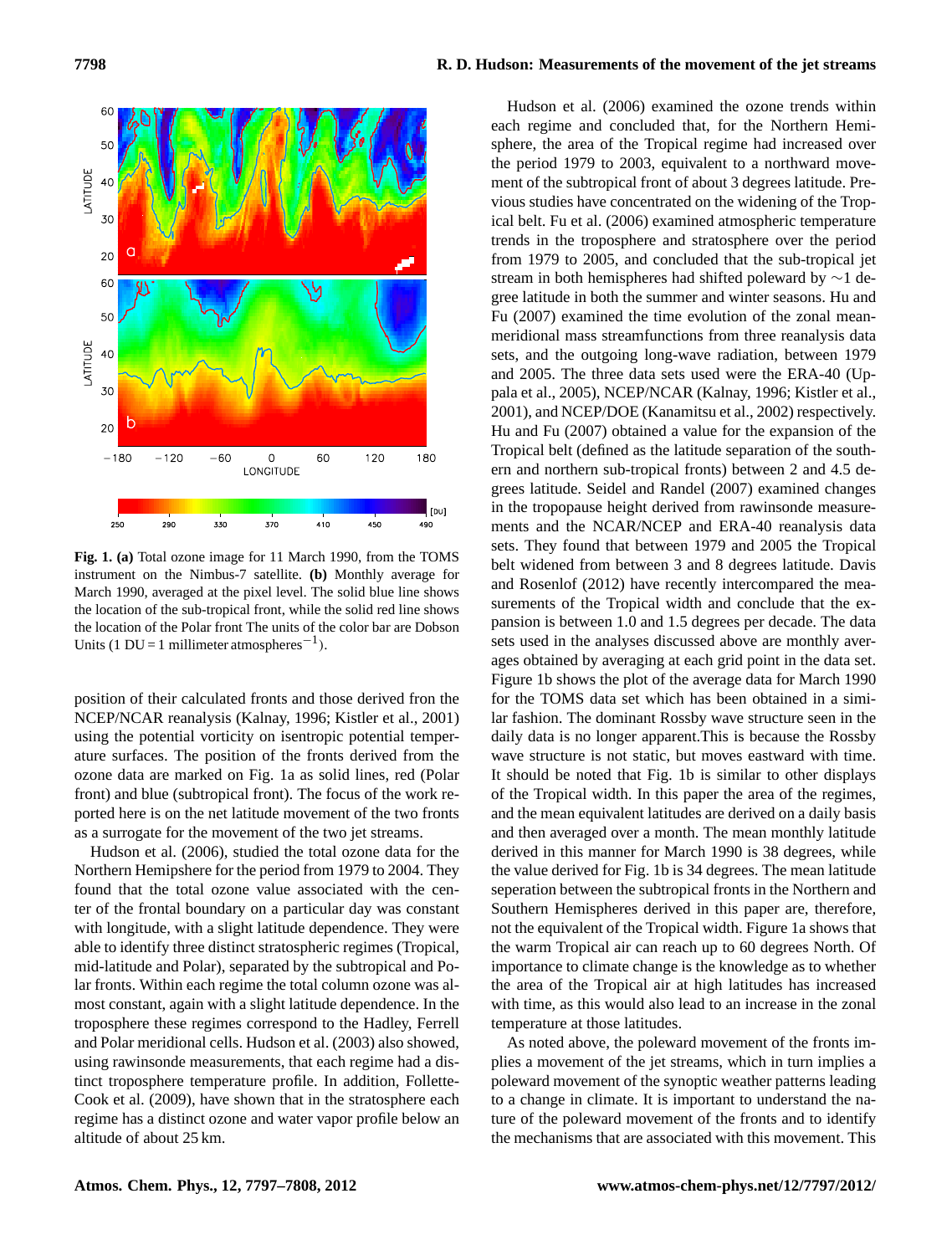**Fig. 1. (a)** Total ozone image for 11 March 1990, from the TOMS instrument on the Nimbus-7 satellite. **(b)** Monthly average for March 1990, averaged at the pixel level. The solid blue line shows the location of the sub-tropical front, while the solid red line shows the location of the Polar front The units of the color bar are Dobson Units (1 DU = 1 millimeter atmospheres$^{-1}$).

position of their calculated fronts and those derived fron the NCEP/NCAR reanalysis (Kalnay, 1996; Kistler et al., 2001) using the potential vorticity on isentropic potential temperature surfaces. The position of the fronts derived from the ozone data are marked on Fig. 1a as solid lines, red (Polar front) and blue (subtropical front). The focus of the work reported here is on the net latitude movement of the two fronts as a surrogate for the movement of the two jet streams.

Hudson et al. (2006), studied the total ozone data for the Northern Hemisphere for the period from 1979 to 2004. They found that the total ozone value associated with the center of the frontal boundary on a particular day was constant with longitude, with a slight latitude dependence. They were able to identify three distinct stratospheric regimes (Tropical, mid-latitude and Polar), separated by the subtropical and Polar fronts. Within each regime the total column ozone was almost constant, again with a slight latitude dependence. In the troposphere these regimes correspond to the Hadley, Ferrell and Polar meridional cells. Hudson et al. (2003) also showed, using rawinsonde measurements, that each regime had a distinct troposphere temperature profile. In addition, Follette-Cook et al. (2009), have shown that in the stratosphere each regime has a distinct ozone and water vapor profile below an altitude of about 25 km.

Hudson et al. (2006) examined the ozone trends within each regime and concluded that, for the Northern Hemisphere, the area of the Tropical regime had increased over the period 1979 to 2003, equivalent to a northward movement of the subtropical front of about 3 degrees latitude. Previous studies have concentrated on the widening of the Tropical belt. Fu et al. (2006) examined atmospheric temperature trends in the troposphere and stratosphere over the period from 1979 to 2005, and concluded that the sub-tropical jet stream in both hemispheres had shifted poleward by ∼1 degree latitude in both the summer and winter seasons. Hu and Fu (2007) examined the time evolution of the zonal mean-meridional mass streamfunctions from three reanalysis data sets, and the outgoing long-wave radiation, between 1979 and 2005. The three data sets used were the ERA-40 (Uppala et al., 2005), NCEP/NCAR (Kalnay, 1996; Kistler et al., 2001), and NCEP/DOE (Kanamitsu et al., 2002) respectively. Hu and Fu (2007) obtained a value for the expansion of the Tropical belt (defined as the latitude separation of the southern and northern sub-tropical fronts) between 2 and 4.5 degrees latitude. Seidel and Randel (2007) examined changes in the tropopause height derived from rawinsonde measurements and the NCAR/NCEP and ERA-40 reanalysis data sets. They found that between 1979 and 2005 the Tropical belt widened from between 3 and 8 degrees latitude. Davis and Rosenlof (2012) have recently intercompared the measurements of the Tropical width and conclude that the expansion is between 1.0 and 1.5 degrees per decade. The data sets used in the analyses discussed above are monthly averages obtained by averaging at each grid point in the data set. Figure 1b shows the plot of the average data for March 1990 for the TOMS data set which has been obtained in a similar fashion. The dominant Rossby wave structure seen in the daily data is no longer apparent.This is because the Rossby wave structure is not static, but moves eastward with time. It should be noted that Fig. 1b is similar to other displays of the Tropical width. In this paper the area of the regimes, and the mean equivalent latitudes are derived on a daily basis and then averaged over a month. The mean monthly latitude derived in this manner for March 1990 is 38 degrees, while the value derived for Fig. 1b is 34 degrees. The mean latitude seperation between the subtropical fronts in the Northern and Southern Hemispheres derived in this paper are, therefore, not the equivalent of the Tropical width. Figure 1a shows that the warm Tropical air can reach up to 60 degrees North. Of importance to climate change is the knowledge as to whether the area of the Tropical air at high latitudes has increased with time, as this would also lead to an increase in the zonal temperature at those latitudes.

As noted above, the poleward movement of the fronts implies a movement of the jet streams, which in turn implies a poleward movement of the synoptic weather patterns leading to a change in climate. It is important to understand the nature of the poleward movement of the fronts and to identify the mechanisms that are associated with this movement. This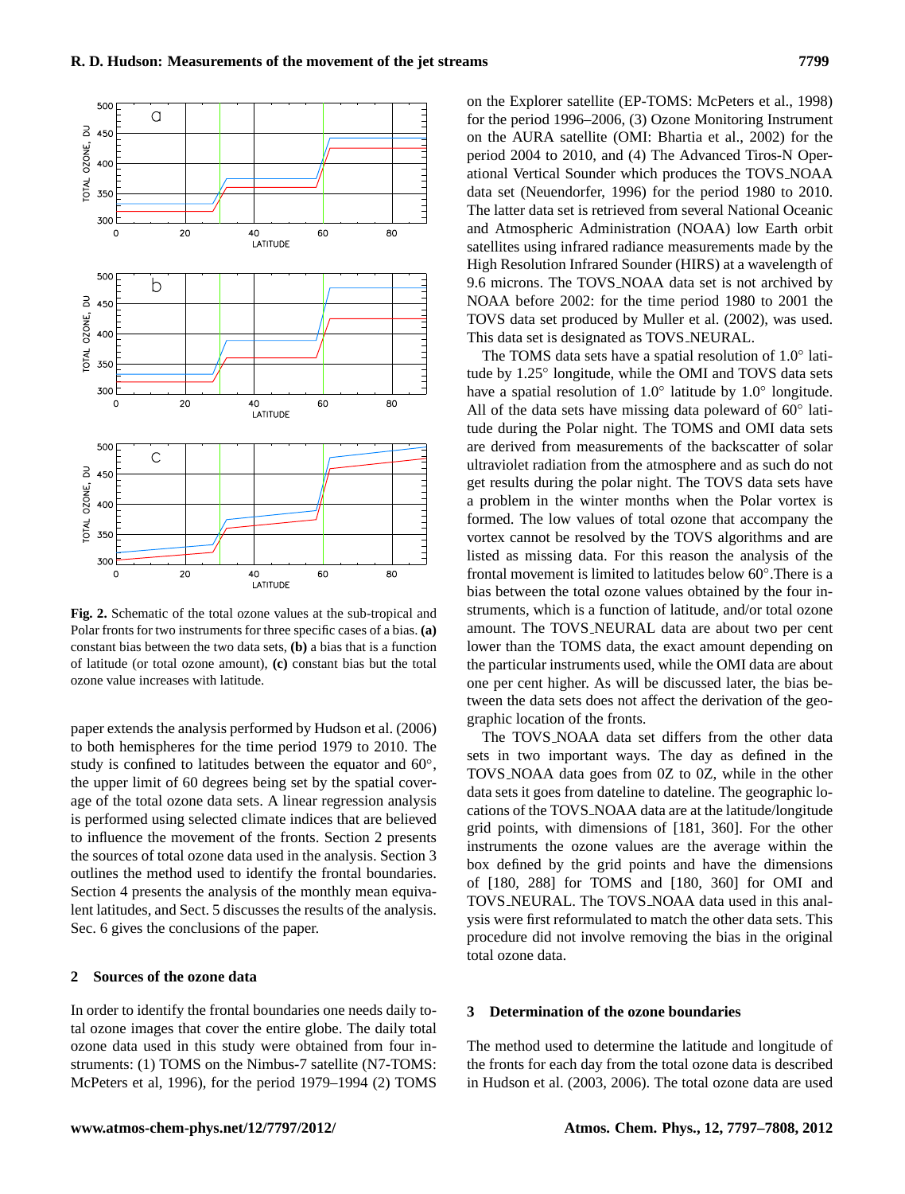**Fig. 2.** Schematic of the total ozone values at the sub-tropical and Polar fronts for two instruments for three specific cases of a bias. **(a)** constant bias between the two data sets, **(b)** a bias that is a function of latitude (or total ozone amount), **(c)** constant bias but the total ozone value increases with latitude.

paper extends the analysis performed by Hudson et al. (2006) to both hemispheres for the time period 1979 to 2010. The study is confined to latitudes between the equator and 60°, the upper limit of 60 degrees being set by the spatial coverage of the total ozone data sets. A linear regression analysis is performed using selected climate indices that are believed to influence the movement of the fronts. Section 2 presents the sources of total ozone data used in the analysis. Section 3 outlines the method used to identify the frontal boundaries. Section 4 presents the analysis of the monthly mean equivalent latitudes, and Sect. 5 discusses the results of the analysis. Sec. 6 gives the conclusions of the paper.

## 2 Sources of the ozone data

In order to identify the frontal boundaries one needs daily total ozone images that cover the entire globe. The daily total ozone data used in this study were obtained from four instruments: (1) TOMS on the Nimbus-7 satellite (N7-TOMS: McPeters et al, 1996), for the period 1979–1994 (2) TOMS on the Explorer satellite (EP-TOMS: McPeters et al., 1998) for the period 1996–2006, (3) Ozone Monitoring Instrument on the AURA satellite (OMI: Bhartia et al., 2002) for the period 2004 to 2010, and (4) The Advanced Tiros-N Operational Vertical Sounder which produces the TOVS_NOAA data set (Neuendorfer, 1996) for the period 1980 to 2010. The latter data set is retrieved from several National Oceanic and Atmospheric Administration (NOAA) low Earth orbit satellites using infrared radiance measurements made by the High Resolution Infrared Sounder (HIRS) at a wavelength of 9.6 microns. The TOVS_NOAA data set is not archived by NOAA before 2002: for the time period 1980 to 2001 the TOVS data set produced by Muller et al. (2002), was used. This data set is designated as TOVS_NEURAL.

The TOMS data sets have a spatial resolution of 1.0° latitude by 1.25° longitude, while the OMI and TOVS data sets have a spatial resolution of 1.0° latitude by 1.0° longitude. All of the data sets have missing data poleward of 60° latitude during the Polar night. The TOMS and OMI data sets are derived from measurements of the backscatter of solar ultraviolet radiation from the atmosphere and as such do not get results during the polar night. The TOVS data sets have a problem in the winter months when the Polar vortex is formed. The low values of total ozone that accompany the vortex cannot be resolved by the TOVS algorithms and are listed as missing data. For this reason the analysis of the frontal movement is limited to latitudes below 60°.There is a bias between the total ozone values obtained by the four instruments, which is a function of latitude, and/or total ozone amount. The TOVS_NEURAL data are about two per cent lower than the TOMS data, the exact amount depending on the particular instruments used, while the OMI data are about one per cent higher. As will be discussed later, the bias between the data sets does not affect the derivation of the geographic location of the fronts.

The TOVS_NOAA data set differs from the other data sets in two important ways. The day as defined in the TOVS_NOAA data goes from 0Z to 0Z, while in the other data sets it goes from dateline to dateline. The geographic locations of the TOVS_NOAA data are at the latitude/longitude grid points, with dimensions of [181, 360]. For the other instruments the ozone values are the average within the box defined by the grid points and have the dimensions of [180, 288] for TOMS and [180, 360] for OMI and TOVS_NEURAL. The TOVS_NOAA data used in this analysis were first reformulated to match the other data sets. This procedure did not involve removing the bias in the original total ozone data.

## 3 Determination of the ozone boundaries

The method used to determine the latitude and longitude of the fronts for each day from the total ozone data is described in Hudson et al. (2003, 2006). The total ozone data are used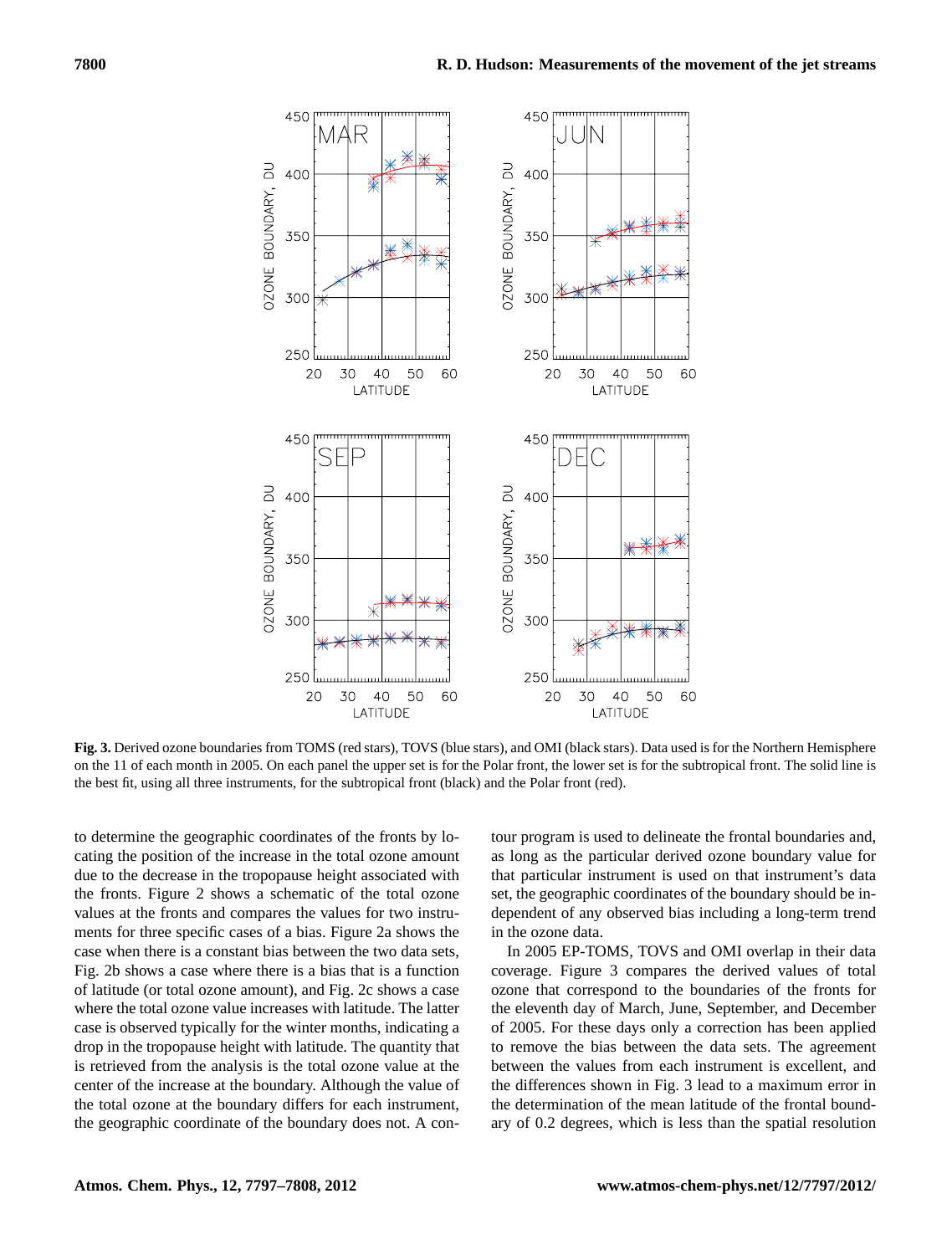**Fig. 3.** Derived ozone boundaries from TOMS (red stars), TOVS (blue stars), and OMI (black stars). Data used is for the Northern Hemisphere on the 11 of each month in 2005. On each panel the upper set is for the Polar front, the lower set is for the subtropical front. The solid line is the best fit, using all three instruments, for the subtropical front (black) and the Polar front (red).

to determine the geographic coordinates of the fronts by locating the position of the increase in the total ozone amount due to the decrease in the tropopause height associated with the fronts. Figure 2 shows a schematic of the total ozone values at the fronts and compares the values for two instruments for three specific cases of a bias. Figure 2a shows the case when there is a constant bias between the two data sets, Fig. 2b shows a case where there is a bias that is a function of latitude (or total ozone amount), and Fig. 2c shows a case where the total ozone value increases with latitude. The latter case is observed typically for the winter months, indicating a drop in the tropopause height with latitude. The quantity that is retrieved from the analysis is the total ozone value at the center of the increase at the boundary. Although the value of the total ozone at the boundary differs for each instrument, the geographic coordinate of the boundary does not. A contour program is used to delineate the frontal boundaries and, as long as the particular derived ozone boundary value for that particular instrument is used on that instrument's data set, the geographic coordinates of the boundary should be independent of any observed bias including a long-term trend in the ozone data.

In 2005 EP-TOMS, TOVS and OMI overlap in their data coverage. Figure 3 compares the derived values of total ozone that correspond to the boundaries of the fronts for the eleventh day of March, June, September, and December of 2005. For these days only a correction has been applied to remove the bias between the data sets. The agreement between the values from each instrument is excellent, and the differences shown in Fig. 3 lead to a maximum error in the determination of the mean latitude of the frontal boundary of 0.2 degrees, which is less than the spatial resolution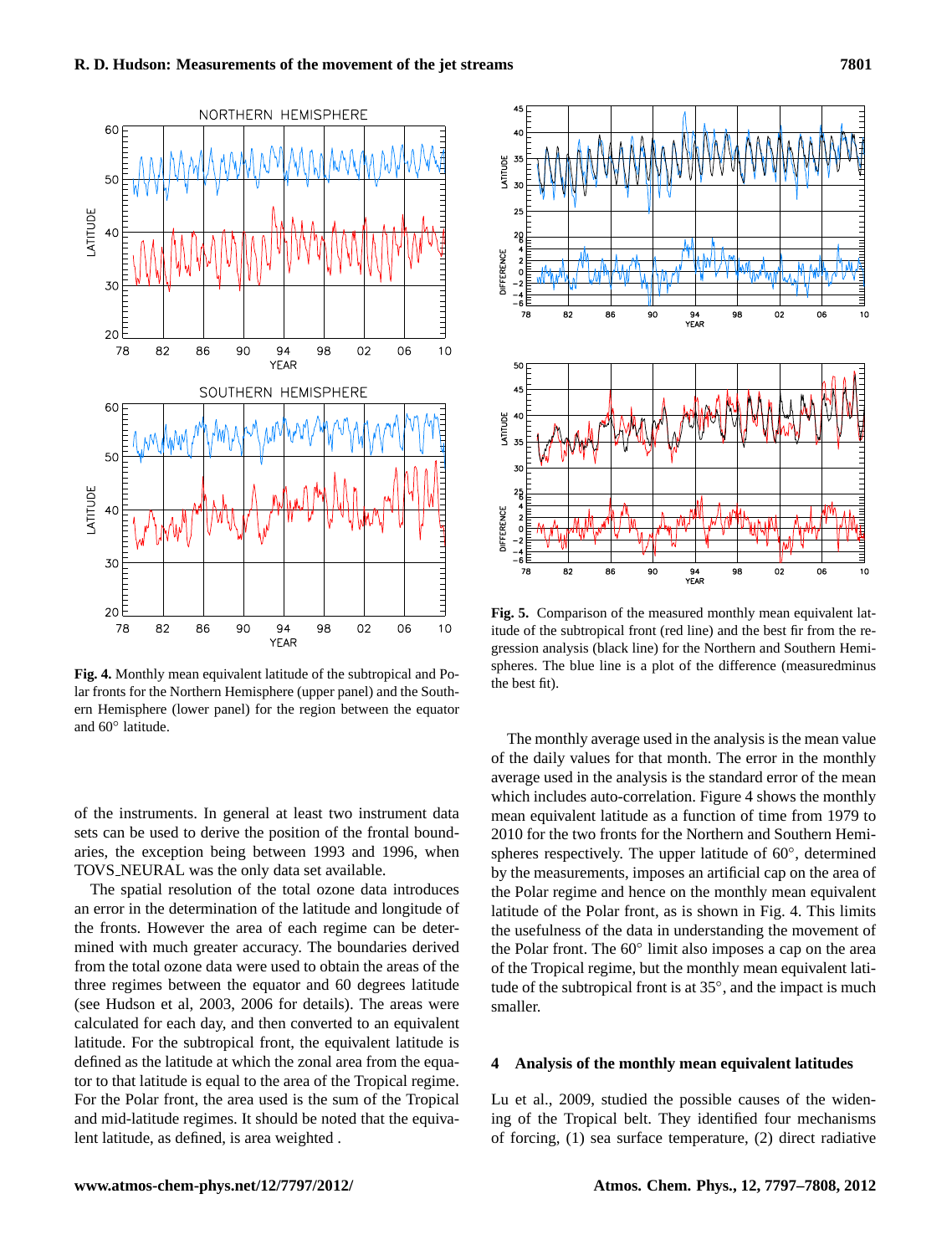**Fig. 4.** Monthly mean equivalent latitude of the subtropical and Polar fronts for the Northern Hemisphere (upper panel) and the Southern Hemisphere (lower panel) for the region between the equator and 60° latitude.

**Fig. 5.** Comparison of the measured monthly mean equivalent latitude of the subtropical front (red line) and the best fir from the regression analysis (black line) for the Northern and Southern Hemispheres. The blue line is a plot of the difference (measuredminus the best fit).

of the instruments. In general at least two instrument data sets can be used to derive the position of the frontal boundaries, the exception being between 1993 and 1996, when TOVS_NEURAL was the only data set available.

The spatial resolution of the total ozone data introduces an error in the determination of the latitude and longitude of the fronts. However the area of each regime can be determined with much greater accuracy. The boundaries derived from the total ozone data were used to obtain the areas of the three regimes between the equator and 60 degrees latitude (see Hudson et al, 2003, 2006 for details). The areas were calculated for each day, and then converted to an equivalent latitude. For the subtropical front, the equivalent latitude is defined as the latitude at which the zonal area from the equator to that latitude is equal to the area of the Tropical regime. For the Polar front, the area used is the sum of the Tropical and mid-latitude regimes. It should be noted that the equivalent latitude, as defined, is area weighted .

The monthly average used in the analysis is the mean value of the daily values for that month. The error in the monthly average used in the analysis is the standard error of the mean which includes auto-correlation. Figure 4 shows the monthly mean equivalent latitude as a function of time from 1979 to 2010 for the two fronts for the Northern and Southern Hemispheres respectively. The upper latitude of 60°, determined by the measurements, imposes an artificial cap on the area of the Polar regime and hence on the monthly mean equivalent latitude of the Polar front, as is shown in Fig. 4. This limits the usefulness of the data in understanding the movement of the Polar front. The 60° limit also imposes a cap on the area of the Tropical regime, but the monthly mean equivalent latitude of the subtropical front is at 35°, and the impact is much smaller.

## 4 Analysis of the monthly mean equivalent latitudes

Lu et al., 2009, studied the possible causes of the widening of the Tropical belt. They identified four mechanisms of forcing, (1) sea surface temperature, (2) direct radiative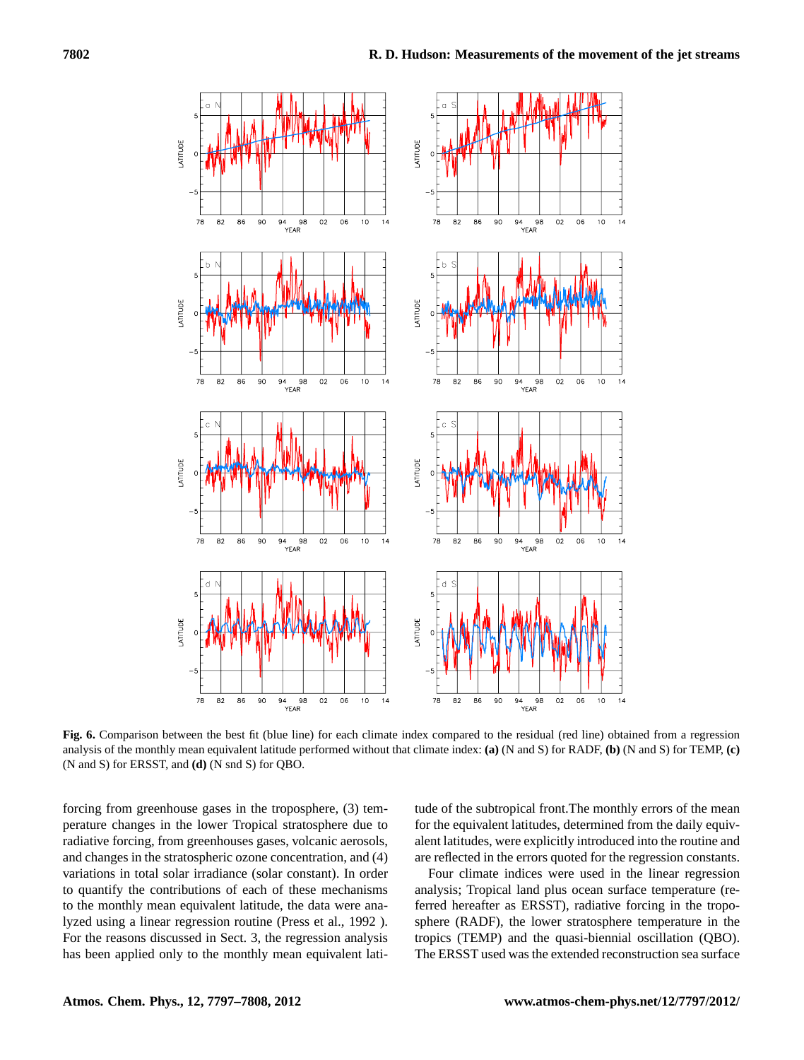**Fig. 6.** Comparison between the best fit (blue line) for each climate index compared to the residual (red line) obtained from a regression analysis of the monthly mean equivalent latitude performed without that climate index: **(a)** (N and S) for RADF, **(b)** (N and S) for TEMP, **(c)** (N and S) for ERSST, and **(d)** (N snd S) for QBO.

forcing from greenhouse gases in the troposphere, (3) temperature changes in the lower Tropical stratosphere due to radiative forcing, from greenhouses gases, volcanic aerosols, and changes in the stratospheric ozone concentration, and (4) variations in total solar irradiance (solar constant). In order to quantify the contributions of each of these mechanisms to the monthly mean equivalent latitude, the data were analyzed using a linear regression routine (Press et al., 1992 ). For the reasons discussed in Sect. 3, the regression analysis has been applied only to the monthly mean equivalent latitude of the subtropical front.The monthly errors of the mean for the equivalent latitudes, determined from the daily equivalent latitudes, were explicitly introduced into the routine and are reflected in the errors quoted for the regression constants.

Four climate indices were used in the linear regression analysis; Tropical land plus ocean surface temperature (referred hereafter as ERSST), radiative forcing in the troposphere (RADF), the lower stratosphere temperature in the tropics (TEMP) and the quasi-biennial oscillation (QBO). The ERSST used was the extended reconstruction sea surface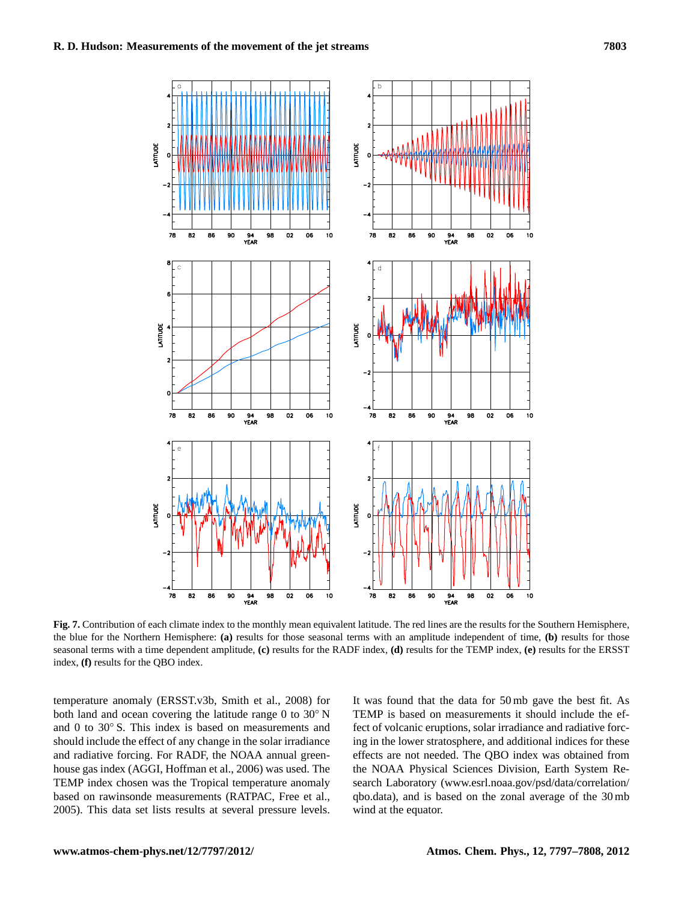**Fig. 7.** Contribution of each climate index to the monthly mean equivalent latitude. The red lines are the results for the Southern Hemisphere, the blue for the Northern Hemisphere: **(a)** results for those seasonal terms with an amplitude independent of time, **(b)** results for those seasonal terms with a time dependent amplitude, **(c)** results for the RADF index, **(d)** results for the TEMP index, **(e)** results for the ERSST index, **(f)** results for the QBO index.

temperature anomaly (ERSST.v3b, Smith et al., 2008) for both land and ocean covering the latitude range 0 to 30° N and 0 to 30° S. This index is based on measurements and should include the effect of any change in the solar irradiance and radiative forcing. For RADF, the NOAA annual greenhouse gas index (AGGI, Hoffman et al., 2006) was used. The TEMP index chosen was the Tropical temperature anomaly based on rawinsonde measurements (RATPAC, Free et al., 2005). This data set lists results at several pressure levels. It was found that the data for 50 mb gave the best fit. As TEMP is based on measurements it should include the effect of volcanic eruptions, solar irradiance and radiative forcing in the lower stratosphere, and additional indices for these effects are not needed. The QBO index was obtained from the NOAA Physical Sciences Division, Earth System Research Laboratory (www.esrl.noaa.gov/psd/data/correlation/qbo.data), and is based on the zonal average of the 30 mb wind at the equator.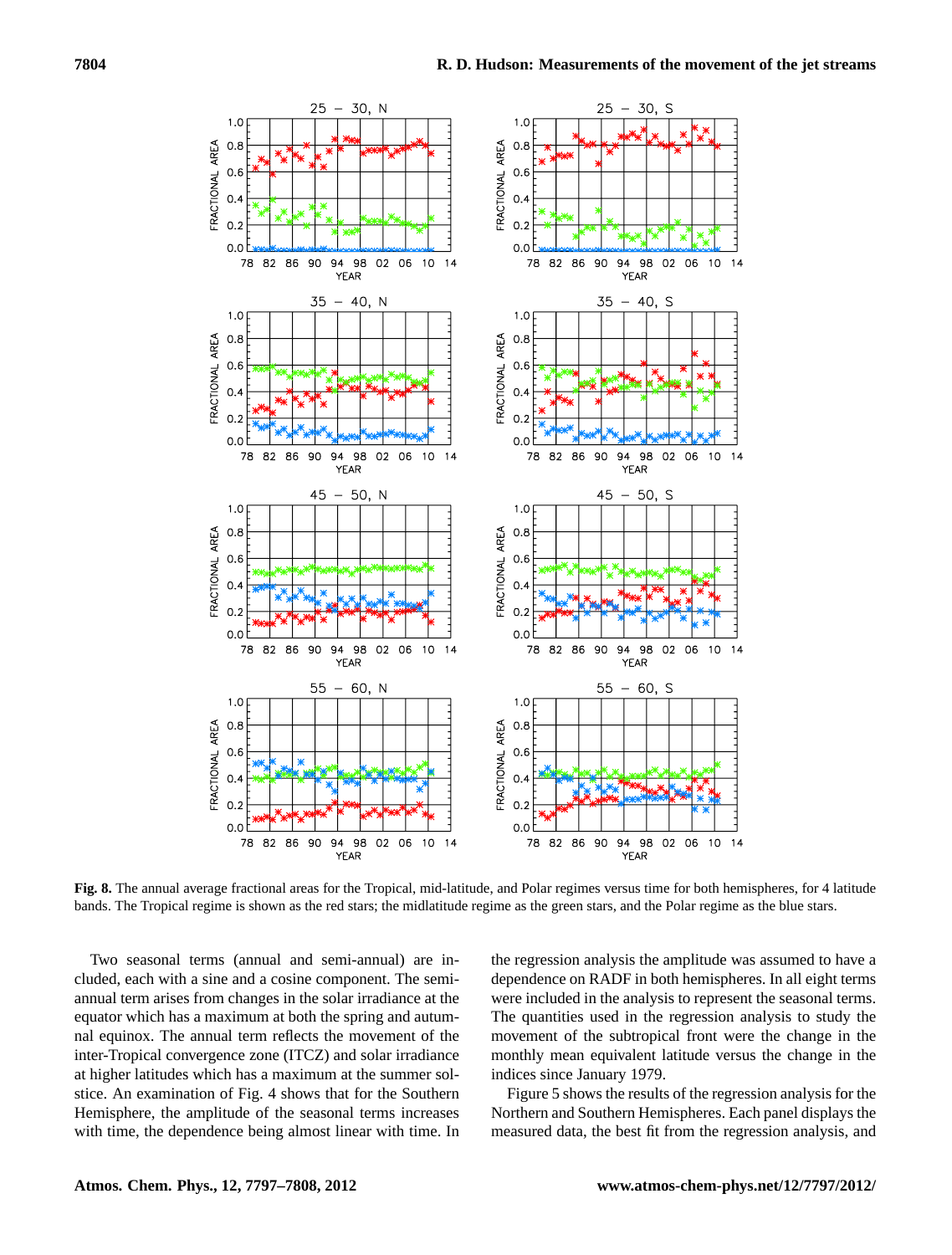**Fig. 8.** The annual average fractional areas for the Tropical, mid-latitude, and Polar regimes versus time for both hemispheres, for 4 latitude bands. The Tropical regime is shown as the red stars; the midlatitude regime as the green stars, and the Polar regime as the blue stars.

Two seasonal terms (annual and semi-annual) are included, each with a sine and a cosine component. The semi-annual term arises from changes in the solar irradiance at the equator which has a maximum at both the spring and autumnal equinox. The annual term reflects the movement of the inter-Tropical convergence zone (ITCZ) and solar irradiance at higher latitudes which has a maximum at the summer solstice. An examination of Fig. 4 shows that for the Southern Hemisphere, the amplitude of the seasonal terms increases with time, the dependence being almost linear with time. In the regression analysis the amplitude was assumed to have a dependence on RADF in both hemispheres. In all eight terms were included in the analysis to represent the seasonal terms. The quantities used in the regression analysis to study the movement of the subtropical front were the change in the monthly mean equivalent latitude versus the change in the indices since January 1979.

Figure 5 shows the results of the regression analysis for the Northern and Southern Hemispheres. Each panel displays the measured data, the best fit from the regression analysis, and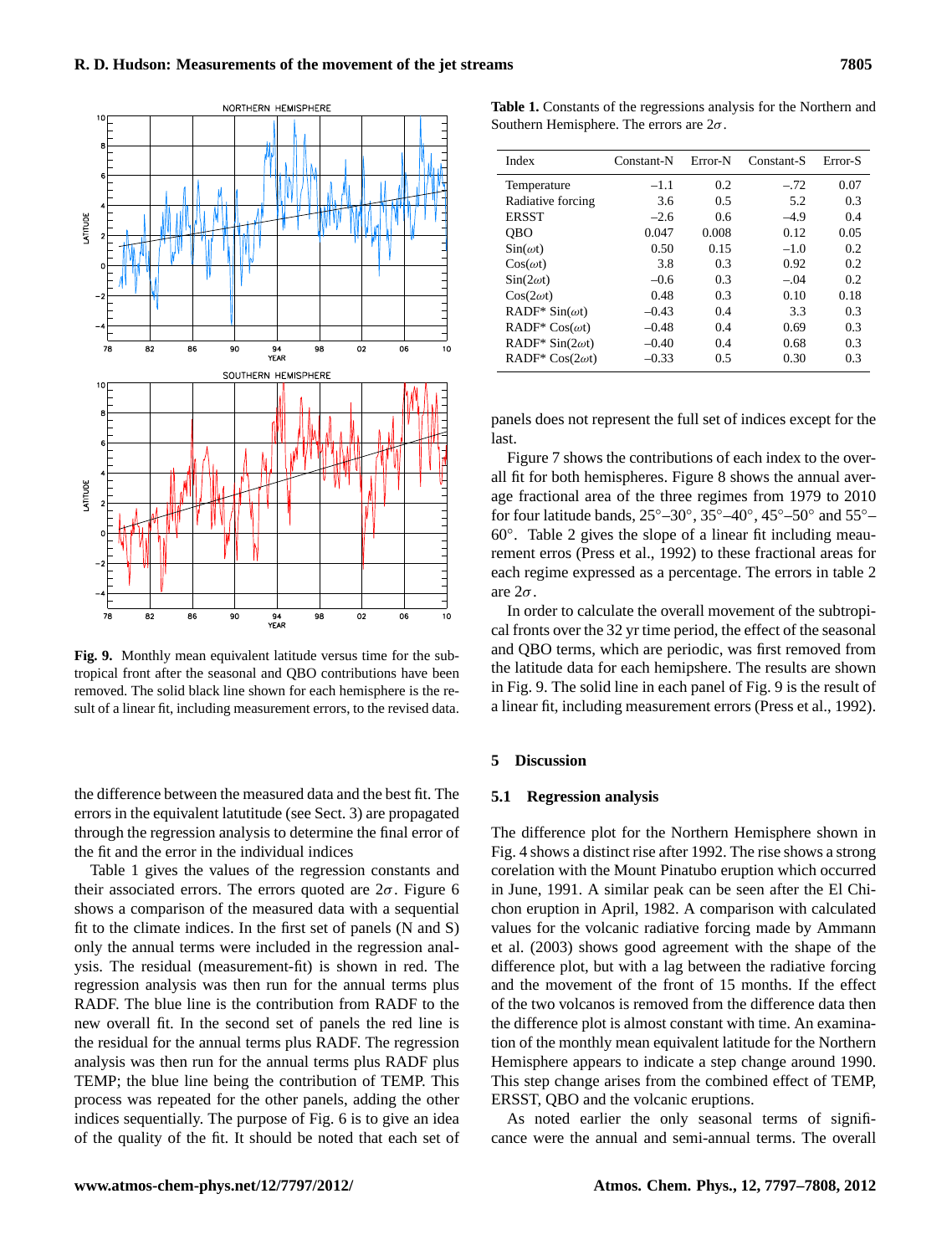Fig. 9. Monthly mean equivalent latitude versus time for the subtropical front after the seasonal and QBO contributions have been removed. The solid black line shown for each hemisphere is the result of a linear fit, including measurement errors, to the revised data.

the difference between the measured data and the best fit. The errors in the equivalent latitutitude (see Sect. 3) are propagated through the regression analysis to determine the final error of the fit and the error in the individual indices

Table 1 gives the values of the regression constants and their associated errors. The errors quoted are $2\sigma$. Figure 6 shows a comparison of the measured data with a sequential fit to the climate indices. In the first set of panels (N and S) only the annual terms were included in the regression analysis. The residual (measurement-fit) is shown in red. The regression analysis was then run for the annual terms plus RADF. The blue line is the contribution from RADF to the new overall fit. In the second set of panels the red line is the residual for the annual terms plus RADF. The regression analysis was then run for the annual terms plus RADF plus TEMP; the blue line being the contribution of TEMP. This process was repeated for the other panels, adding the other indices sequentially. The purpose of Fig. 6 is to give an idea of the quality of the fit. It should be noted that each set of panels does not represent the full set of indices except for the last.

**Table 1.** Constants of the regressions analysis for the Northern and Southern Hemisphere. The errors are $2\sigma$.

| Index | Constant-N | Error-N | Constant-S | Error-S |
|---|---|---|---|---|
| Temperature | –1.1 | 0.2 | –.72 | 0.07 |
| Radiative forcing | 3.6 | 0.5 | 5.2 | 0.3 |
| ERSST | –2.6 | 0.6 | –4.9 | 0.4 |
| QBO | 0.047 | 0.008 | 0.12 | 0.05 |
| Sin($\omega$t) | 0.50 | 0.15 | –1.0 | 0.2 |
| Cos($\omega$t) | 3.8 | 0.3 | 0.92 | 0.2 |
| Sin(2$\omega$t) | –0.6 | 0.3 | –.04 | 0.2 |
| Cos(2$\omega$t) | 0.48 | 0.3 | 0.10 | 0.18 |
| RADF* Sin($\omega$t) | –0.43 | 0.4 | 3.3 | 0.3 |
| RADF* Cos($\omega$t) | –0.48 | 0.4 | 0.69 | 0.3 |
| RADF* Sin(2$\omega$t) | –0.40 | 0.4 | 0.68 | 0.3 |
| RADF* Cos(2$\omega$t) | –0.33 | 0.5 | 0.30 | 0.3 |

Figure 7 shows the contributions of each index to the overall fit for both hemispheres. Figure 8 shows the annual average fractional area of the three regimes from 1979 to 2010 for four latitude bands, 25°–30°, 35°–40°, 45°–50° and 55°–60°. Table 2 gives the slope of a linear fit including meaurement erros (Press et al., 1992) to these fractional areas for each regime expressed as a percentage. The errors in table 2 are $2\sigma$.

In order to calculate the overall movement of the subtropical fronts over the 32 yr time period, the effect of the seasonal and QBO terms, which are periodic, was first removed from the latitude data for each hemipshere. The results are shown in Fig. 9. The solid line in each panel of Fig. 9 is the result of a linear fit, including measurement errors (Press et al., 1992).

## 5 Discussion

### 5.1 Regression analysis

The difference plot for the Northern Hemisphere shown in Fig. 4 shows a distinct rise after 1992. The rise shows a strong corelation with the Mount Pinatubo eruption which occurred in June, 1991. A similar peak can be seen after the El Chichon eruption in April, 1982. A comparison with calculated values for the volcanic radiative forcing made by Ammann et al. (2003) shows good agreement with the shape of the difference plot, but with a lag between the radiative forcing and the movement of the front of 15 months. If the effect of the two volcanos is removed from the difference data then the difference plot is almost constant with time. An examination of the monthly mean equivalent latitude for the Northern Hemisphere appears to indicate a step change around 1990. This step change arises from the combined effect of TEMP, ERSST, QBO and the volcanic eruptions.

As noted earlier the only seasonal terms of significance were the annual and semi-annual terms. The overall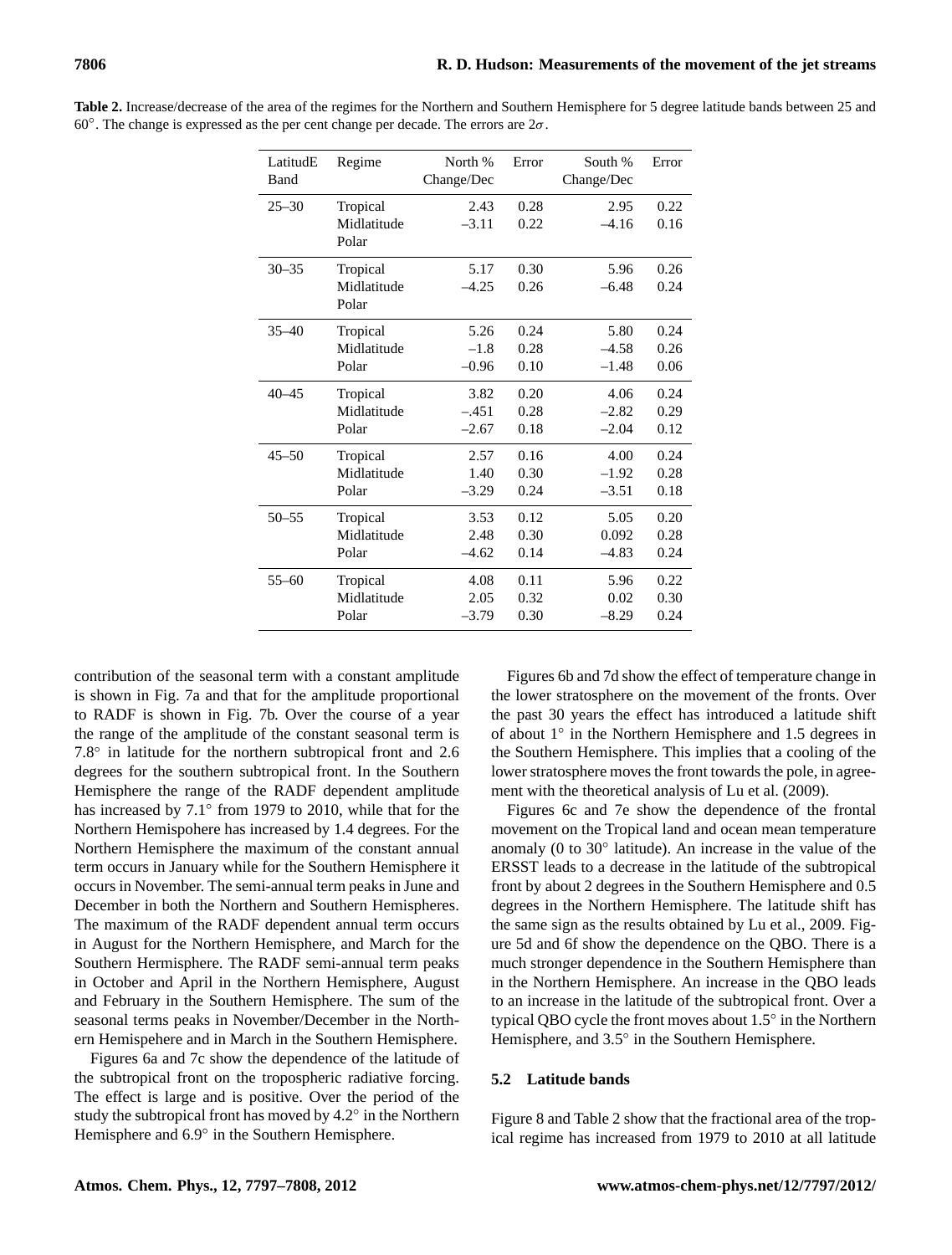**Table 2.** Increase/decrease of the area of the regimes for the Northern and Southern Hemisphere for 5 degree latitude bands between 25 and 60°. The change is expressed as the per cent change per decade. The errors are $2\sigma$.

| LatitudE Band | Regime | North % Change/Dec | Error | South % Change/Dec | Error |
|---|---|---|---|---|---|
| 25–30 | Tropical | 2.43 | 0.28 | 2.95 | 0.22 |
| | Midlatitude | –3.11 | 0.22 | –4.16 | 0.16 |
| | Polar | | | | |
| 30–35 | Tropical | 5.17 | 0.30 | 5.96 | 0.26 |
| | Midlatitude | –4.25 | 0.26 | –6.48 | 0.24 |
| | Polar | | | | |
| 35–40 | Tropical | 5.26 | 0.24 | 5.80 | 0.24 |
| | Midlatitude | –1.8 | 0.28 | –4.58 | 0.26 |
| | Polar | –0.96 | 0.10 | –1.48 | 0.06 |
| 40–45 | Tropical | 3.82 | 0.20 | 4.06 | 0.24 |
| | Midlatitude | –.451 | 0.28 | –2.82 | 0.29 |
| | Polar | –2.67 | 0.18 | –2.04 | 0.12 |
| 45–50 | Tropical | 2.57 | 0.16 | 4.00 | 0.24 |
| | Midlatitude | 1.40 | 0.30 | –1.92 | 0.28 |
| | Polar | –3.29 | 0.24 | –3.51 | 0.18 |
| 50–55 | Tropical | 3.53 | 0.12 | 5.05 | 0.20 |
| | Midlatitude | 2.48 | 0.30 | 0.092 | 0.28 |
| | Polar | –4.62 | 0.14 | –4.83 | 0.24 |
| 55–60 | Tropical | 4.08 | 0.11 | 5.96 | 0.22 |
| | Midlatitude | 2.05 | 0.32 | 0.02 | 0.30 |
| | Polar | –3.79 | 0.30 | –8.29 | 0.24 |

contribution of the seasonal term with a constant amplitude is shown in Fig. 7a and that for the amplitude proportional to RADF is shown in Fig. 7b. Over the course of a year the range of the amplitude of the constant seasonal term is 7.8° in latitude for the northern subtropical front and 2.6 degrees for the southern subtropical front. In the Southern Hemisphere the range of the RADF dependent amplitude has increased by 7.1° from 1979 to 2010, while that for the Northern Hemispohere has increased by 1.4 degrees. For the Northern Hemisphere the maximum of the constant annual term occurs in January while for the Southern Hemisphere it occurs in November. The semi-annual term peaks in June and December in both the Northern and Southern Hemispheres. The maximum of the RADF dependent annual term occurs in August for the Northern Hemisphere, and March for the Southern Hermisphere. The RADF semi-annual term peaks in October and April in the Northern Hemisphere, August and February in the Southern Hemisphere. The sum of the seasonal terms peaks in November/December in the Northern Hemispehere and in March in the Southern Hemisphere.

Figures 6a and 7c show the dependence of the latitude of the subtropical front on the tropospheric radiative forcing. The effect is large and is positive. Over the period of the study the subtropical front has moved by 4.2° in the Northern Hemisphere and 6.9° in the Southern Hemisphere.

Figures 6b and 7d show the effect of temperature change in the lower stratosphere on the movement of the fronts. Over the past 30 years the effect has introduced a latitude shift of about 1° in the Northern Hemisphere and 1.5 degrees in the Southern Hemisphere. This implies that a cooling of the lower stratosphere moves the front towards the pole, in agreement with the theoretical analysis of Lu et al. (2009).

Figures 6c and 7e show the dependence of the frontal movement on the Tropical land and ocean mean temperature anomaly (0 to 30° latitude). An increase in the value of the ERSST leads to a decrease in the latitude of the subtropical front by about 2 degrees in the Southern Hemisphere and 0.5 degrees in the Northern Hemisphere. The latitude shift has the same sign as the results obtained by Lu et al., 2009. Figure 5d and 6f show the dependence on the QBO. There is a much stronger dependence in the Southern Hemisphere than in the Northern Hemisphere. An increase in the QBO leads to an increase in the latitude of the subtropical front. Over a typical QBO cycle the front moves about 1.5° in the Northern Hemisphere, and 3.5° in the Southern Hemisphere.

### 5.2 Latitude bands

Figure 8 and Table 2 show that the fractional area of the tropical regime has increased from 1979 to 2010 at all latitude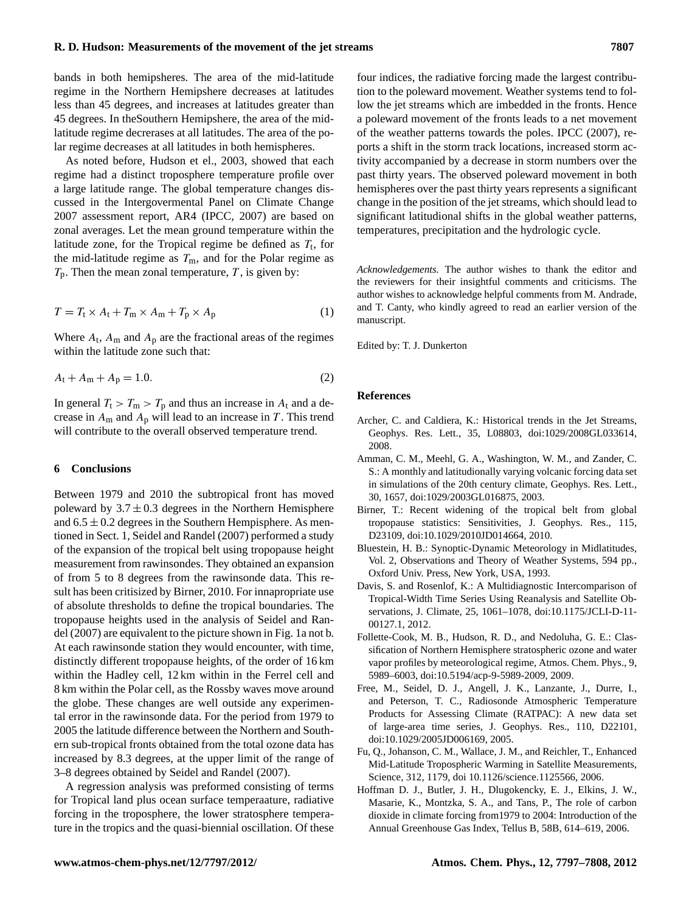bands in both hemipsheres. The area of the mid-latitude regime in the Northern Hemisphere decreases at latitudes less than 45 degrees, and increases at latitudes greater than 45 degrees. In theSouthern Hemipshere, the area of the mid-latitude regime decrerases at all latitudes. The area of the polar regime decreases at all latitudes in both hemispheres.

As noted before, Hudson et el., 2003, showed that each regime had a distinct troposphere temperature profile over a large latitude range. The global temperature changes discussed in the Intergovermental Panel on Climate Change 2007 assessment report, AR4 (IPCC, 2007) are based on zonal averages. Let the mean ground temperature within the latitude zone, for the Tropical regime be defined as $T_t$, for the mid-latitude regime as $T_m$, and for the Polar regime as $T_p$. Then the mean zonal temperature, $T$, is given by:

$$T = T_t \times A_t + T_m \times A_m + T_p \times A_p \quad (1)$$

Where $A_t$, $A_m$ and $A_p$ are the fractional areas of the regimes within the latitude zone such that:

$$A_t + A_m + A_p = 1.0. \quad (2)$$

In general $T_t > T_m > T_p$ and thus an increase in $A_t$ and a decrease in $A_m$ and $A_p$ will lead to an increase in $T$. This trend will contribute to the overall observed temperature trend.

## 6 Conclusions

Between 1979 and 2010 the subtropical front has moved poleward by $3.7 \pm 0.3$ degrees in the Northern Hemisphere and $6.5 \pm 0.2$ degrees in the Southern Hempisphere. As mentioned in Sect. 1, Seidel and Randel (2007) performed a study of the expansion of the tropical belt using tropopause height measurement from rawinsondes. They obtained an expansion of from 5 to 8 degrees from the rawinsonde data. This result has been critisized by Birner, 2010. For innapropriate use of absolute thresholds to define the tropical boundaries. The tropopause heights used in the analysis of Seidel and Randel (2007) are equivalent to the picture shown in Fig. 1a not b. At each rawinsonde station they would encounter, with time, distinctly different tropopause heights, of the order of 16 km within the Hadley cell, 12 km within in the Ferrel cell and 8 km within the Polar cell, as the Rossby waves move around the globe. These changes are well outside any experimental error in the rawinsonde data. For the period from 1979 to 2005 the latitude difference between the Northern and Southern sub-tropical fronts obtained from the total ozone data has increased by 8.3 degrees, at the upper limit of the range of 3–8 degrees obtained by Seidel and Randel (2007).

A regression analysis was preformed consisting of terms for Tropical land plus ocean surface temperaature, radiative forcing in the troposphere, the lower stratosphere temperature in the tropics and the quasi-biennial oscillation. Of these four indices, the radiative forcing made the largest contribution to the poleward movement. Weather systems tend to follow the jet streams which are imbedded in the fronts. Hence a poleward movement of the fronts leads to a net movement of the weather patterns towards the poles. IPCC (2007), reports a shift in the storm track locations, increased storm activity accompanied by a decrease in storm numbers over the past thirty years. The observed poleward movement in both hemispheres over the past thirty years represents a significant change in the position of the jet streams, which should lead to significant latitudional shifts in the global weather patterns, temperatures, precipitation and the hydrologic cycle.

*Acknowledgements.* The author wishes to thank the editor and the reviewers for their insightful comments and criticisms. The author wishes to acknowledge helpful comments from M. Andrade, and T. Canty, who kindly agreed to read an earlier version of the manuscript.

Edited by: T. J. Dunkerton

## References

Archer, C. and Caldiera, K.: Historical trends in the Jet Streams, Geophys. Res. Lett., 35, L08803, doi:1029/2008GL033614, 2008.

Amman, C. M., Meehl, G. A., Washington, W. M., and Zander, C. S.: A monthly and latitudionally varying volcanic forcing data set in simulations of the 20th century climate, Geophys. Res. Lett., 30, 1657, doi:1029/2003GL016875, 2003.

Birner, T.: Recent widening of the tropical belt from global tropopause statistics: Sensitivities, J. Geophys. Res., 115, D23109, doi:10.1029/2010JD014664, 2010.

Bluestein, H. B.: Synoptic-Dynamic Meteorology in Midlatitudes, Vol. 2, Observations and Theory of Weather Systems, 594 pp., Oxford Univ. Press, New York, USA, 1993.

Davis, S. and Rosenlof, K.: A Multidiagnostic Intercomparison of Tropical-Width Time Series Using Reanalysis and Satellite Observations, J. Climate, 25, 1061–1078, doi:10.1175/JCLI-D-11-00127.1, 2012.

Follette-Cook, M. B., Hudson, R. D., and Nedoluha, G. E.: Classification of Northern Hemisphere stratospheric ozone and water vapor profiles by meteorological regime, Atmos. Chem. Phys., 9, 5989–6003, doi:10.5194/acp-9-5989-2009, 2009.

Free, M., Seidel, D. J., Angell, J. K., Lanzante, J., Durre, I., and Peterson, T. C., Radiosonde Atmospheric Temperature Products for Assessing Climate (RATPAC): A new data set of large-area time series, J. Geophys. Res., 110, D22101, doi:10.1029/2005JD006169, 2005.

Fu, Q., Johanson, C. M., Wallace, J. M., and Reichler, T., Enhanced Mid-Latitude Tropospheric Warming in Satellite Measurements, Science, 312, 1179, doi 10.1126/science.1125566, 2006.

Hoffman D. J., Butler, J. H., Dlugokencky, E. J., Elkins, J. W., Masarie, K., Montzka, S. A., and Tans, P., The role of carbon dioxide in climate forcing from1979 to 2004: Introduction of the Annual Greenhouse Gas Index, Tellus B, 58B, 614–619, 2006.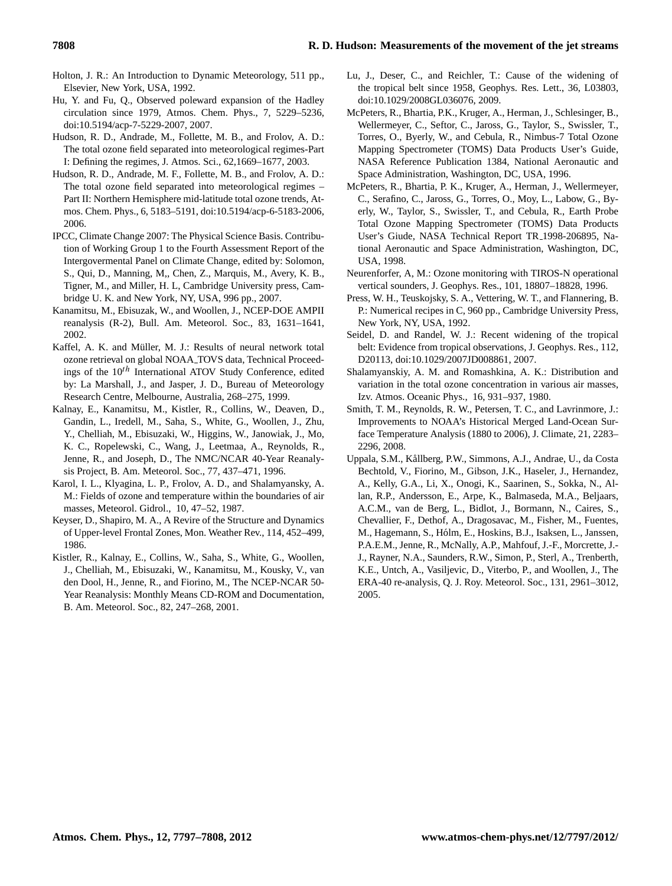Holton, J. R.: An Introduction to Dynamic Meteorology, 511 pp., Elsevier, New York, USA, 1992.

Hu, Y. and Fu, Q., Observed poleward expansion of the Hadley circulation since 1979, Atmos. Chem. Phys., 7, 5229–5236, doi:10.5194/acp-7-5229-2007, 2007.

Hudson, R. D., Andrade, M., Follette, M. B., and Frolov, A. D.: The total ozone field separated into meteorological regimes-Part I: Defining the regimes, J. Atmos. Sci., 62,1669–1677, 2003.

Hudson, R. D., Andrade, M. F., Follette, M. B., and Frolov, A. D.: The total ozone field separated into meteorological regimes – Part II: Northern Hemisphere mid-latitude total ozone trends, Atmos. Chem. Phys., 6, 5183–5191, doi:10.5194/acp-6-5183-2006, 2006.

IPCC, Climate Change 2007: The Physical Science Basis. Contribution of Working Group 1 to the Fourth Assessment Report of the Intergovermental Panel on Climate Change, edited by: Solomon, S., Qui, D., Manning, M,, Chen, Z., Marquis, M., Avery, K. B., Tigner, M., and Miller, H. L, Cambridge University press, Cambridge U. K. and New York, NY, USA, 996 pp., 2007.

Kanamitsu, M., Ebisuzak, W., and Woollen, J., NCEP-DOE AMPII reanalysis (R-2), Bull. Am. Meteorol. Soc., 83, 1631–1641, 2002.

Kaffel, A. K. and Müller, M. J.: Results of neural network total ozone retrieval on global NOAA_TOVS data, Technical Proceedings of the $10^{th}$ International ATOV Study Conference, edited by: La Marshall, J., and Jasper, J. D., Bureau of Meteorology Research Centre, Melbourne, Australia, 268–275, 1999.

Kalnay, E., Kanamitsu, M., Kistler, R., Collins, W., Deaven, D., Gandin, L., Iredell, M., Saha, S., White, G., Woollen, J., Zhu, Y., Chelliah, M., Ebisuzaki, W., Higgins, W., Janowiak, J., Mo, K. C., Ropelewski, C., Wang, J., Leetmaa, A., Reynolds, R., Jenne, R., and Joseph, D., The NMC/NCAR 40-Year Reanalysis Project, B. Am. Meteorol. Soc., 77, 437–471, 1996.

Karol, I. L., Klyagina, L. P., Frolov, A. D., and Shalamyansky, A. M.: Fields of ozone and temperature within the boundaries of air masses, Meteorol. Gidrol., 10, 47–52, 1987.

Keyser, D., Shapiro, M. A., A Revire of the Structure and Dynamics of Upper-level Frontal Zones, Mon. Weather Rev., 114, 452–499, 1986.

Kistler, R., Kalnay, E., Collins, W., Saha, S., White, G., Woollen, J., Chelliah, M., Ebisuzaki, W., Kanamitsu, M., Kousky, V., van den Dool, H., Jenne, R., and Fiorino, M., The NCEP-NCAR 50-Year Reanalysis: Monthly Means CD-ROM and Documentation, B. Am. Meteorol. Soc., 82, 247–268, 2001.

Lu, J., Deser, C., and Reichler, T.: Cause of the widening of the tropical belt since 1958, Geophys. Res. Lett., 36, L03803, doi:10.1029/2008GL036076, 2009.

McPeters, R., Bhartia, P.K., Kruger, A., Herman, J., Schlesinger, B., Wellermeyer, C., Seftor, C., Jaross, G., Taylor, S., Swissler, T., Torres, O., Byerly, W., and Cebula, R., Nimbus-7 Total Ozone Mapping Spectrometer (TOMS) Data Products User's Guide, NASA Reference Publication 1384, National Aeronautic and Space Administration, Washington, DC, USA, 1996.

McPeters, R., Bhartia, P. K., Kruger, A., Herman, J., Wellermeyer, C., Serafino, C., Jaross, G., Torres, O., Moy, L., Labow, G., Byerly, W., Taylor, S., Swissler, T., and Cebula, R., Earth Probe Total Ozone Mapping Spectrometer (TOMS) Data Products User's Giude, NASA Technical Report TR_1998-206895, National Aeronautic and Space Administration, Washington, DC, USA, 1998.

Neurenforfer, A, M.: Ozone monitoring with TIROS-N operational vertical sounders, J. Geophys. Res., 101, 18807–18828, 1996.

Press, W. H., Teuskojsky, S. A., Vettering, W. T., and Flannering, B. P.: Numerical recipes in C, 960 pp., Cambridge University Press, New York, NY, USA, 1992.

Seidel, D. and Randel, W. J.: Recent widening of the tropical belt: Evidence from tropical observations, J. Geophys. Res., 112, D20113, doi:10.1029/2007JD008861, 2007.

Shalamyanskiy, A. M. and Romashkina, A. K.: Distribution and variation in the total ozone concentration in various air masses, Izv. Atmos. Oceanic Phys., 16, 931–937, 1980.

Smith, T. M., Reynolds, R. W., Petersen, T. C., and Lavrinmore, J.: Improvements to NOAA's Historical Merged Land-Ocean Surface Temperature Analysis (1880 to 2006), J. Climate, 21, 2283–2296, 2008.

Uppala, S.M., Kållberg, P.W., Simmons, A.J., Andrae, U., da Costa Bechtold, V., Fiorino, M., Gibson, J.K., Haseler, J., Hernandez, A., Kelly, G.A., Li, X., Onogi, K., Saarinen, S., Sokka, N., Allan, R.P., Andersson, E., Arpe, K., Balmaseda, M.A., Beljaars, A.C.M., van de Berg, L., Bidlot, J., Bormann, N., Caires, S., Chevallier, F., Dethof, A., Dragosavac, M., Fisher, M., Fuentes, M., Hagemann, S., Hólm, E., Hoskins, B.J., Isaksen, L., Janssen, P.A.E.M., Jenne, R., McNally, A.P., Mahfouf, J.-F., Morcrette, J.-J., Rayner, N.A., Saunders, R.W., Simon, P., Sterl, A., Trenberth, K.E., Untch, A., Vasiljevic, D., Viterbo, P., and Woollen, J., The ERA-40 re-analysis, Q. J. Roy. Meteorol. Soc., 131, 2961–3012, 2005.